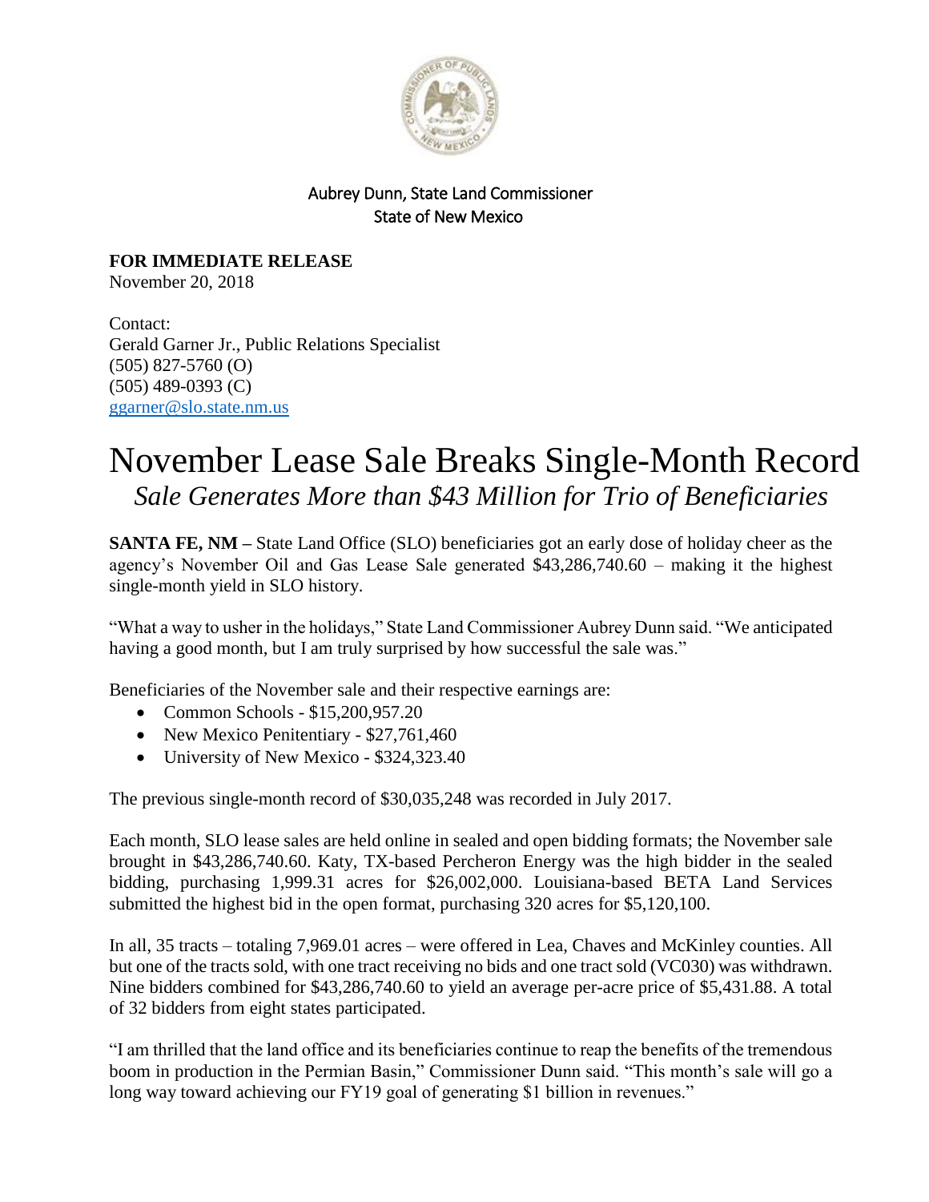Aubrey Dunn, State Land Commissioner
State of New Mexico

**FOR IMMEDIATE RELEASE**
November 20, 2018

Contact:
Gerald Garner Jr., Public Relations Specialist
(505) 827-5760 (O)
(505) 489-0393 (C)
ggarner@slo.state.nm.us

# November Lease Sale Breaks Single-Month Record

## *Sale Generates More than $43 Million for Trio of Beneficiaries*

**SANTA FE, NM –** State Land Office (SLO) beneficiaries got an early dose of holiday cheer as the agency's November Oil and Gas Lease Sale generated $43,286,740.60 – making it the highest single-month yield in SLO history.

"What a way to usher in the holidays," State Land Commissioner Aubrey Dunn said. "We anticipated having a good month, but I am truly surprised by how successful the sale was."

Beneficiaries of the November sale and their respective earnings are:

- Common Schools - $15,200,957.20
- New Mexico Penitentiary - $27,761,460
- University of New Mexico - $324,323.40

The previous single-month record of $30,035,248 was recorded in July 2017.

Each month, SLO lease sales are held online in sealed and open bidding formats; the November sale brought in $43,286,740.60. Katy, TX-based Percheron Energy was the high bidder in the sealed bidding, purchasing 1,999.31 acres for $26,002,000. Louisiana-based BETA Land Services submitted the highest bid in the open format, purchasing 320 acres for $5,120,100.

In all, 35 tracts – totaling 7,969.01 acres – were offered in Lea, Chaves and McKinley counties. All but one of the tracts sold, with one tract receiving no bids and one tract sold (VC030) was withdrawn. Nine bidders combined for $43,286,740.60 to yield an average per-acre price of $5,431.88. A total of 32 bidders from eight states participated.

"I am thrilled that the land office and its beneficiaries continue to reap the benefits of the tremendous boom in production in the Permian Basin," Commissioner Dunn said. "This month's sale will go a long way toward achieving our FY19 goal of generating $1 billion in revenues."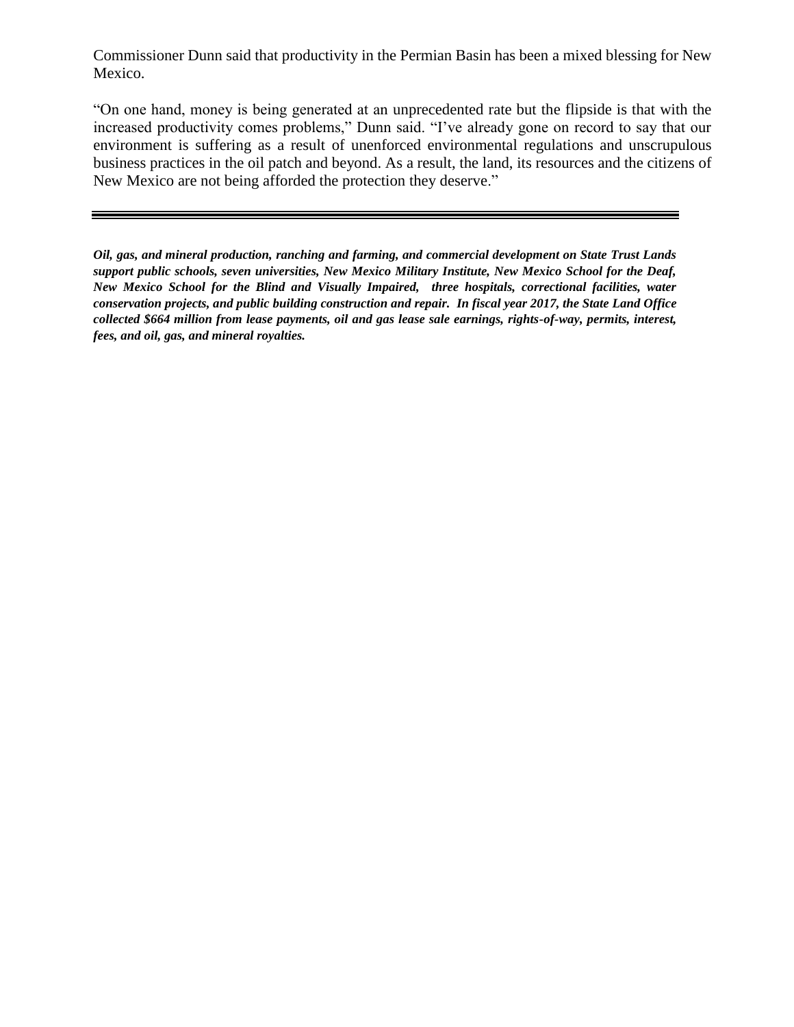Commissioner Dunn said that productivity in the Permian Basin has been a mixed blessing for New Mexico.

"On one hand, money is being generated at an unprecedented rate but the flipside is that with the increased productivity comes problems," Dunn said. "I've already gone on record to say that our environment is suffering as a result of unenforced environmental regulations and unscrupulous business practices in the oil patch and beyond. As a result, the land, its resources and the citizens of New Mexico are not being afforded the protection they deserve."

---

***Oil, gas, and mineral production, ranching and farming, and commercial development on State Trust Lands support public schools, seven universities, New Mexico Military Institute, New Mexico School for the Deaf, New Mexico School for the Blind and Visually Impaired, three hospitals, correctional facilities, water conservation projects, and public building construction and repair. In fiscal year 2017, the State Land Office collected $664 million from lease payments, oil and gas lease sale earnings, rights-of-way, permits, interest, fees, and oil, gas, and mineral royalties.***